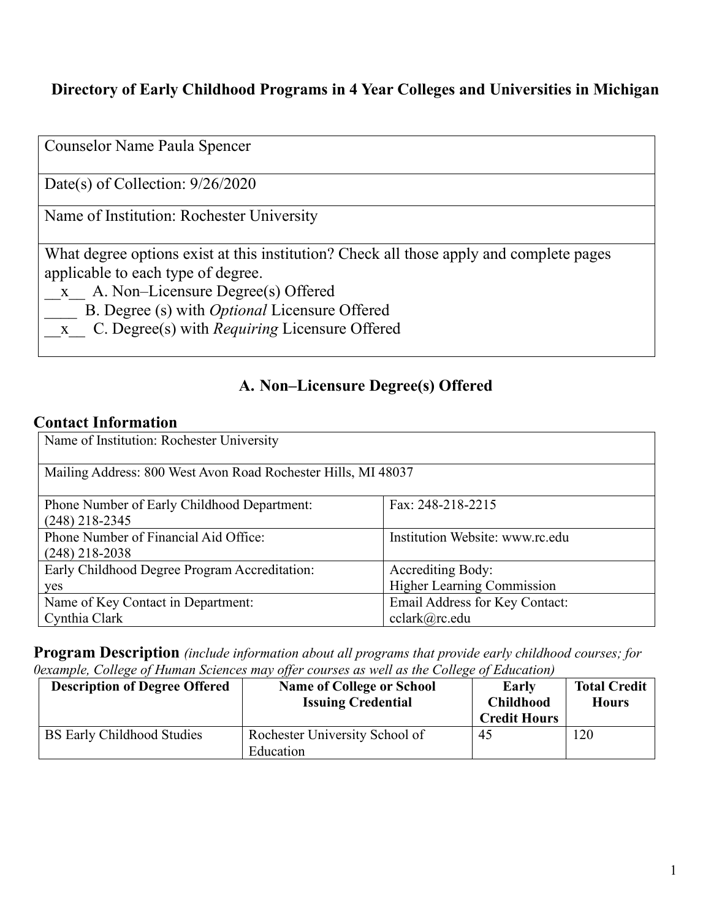# Directory of Early Childhood Programs in 4 Year Colleges and Universities in Michigan

| Counselor Name Paula Spencer |
|---|
| Date(s) of Collection: 9/26/2020 |
| Name of Institution: Rochester University |
| What degree options exist at this institution? Check all those apply and complete pages applicable to each type of degree.<br>\_\_x\_\_ A. Non–Licensure Degree(s) Offered<br>\_\_\_\_ B. Degree (s) with *Optional* Licensure Offered<br>\_\_x\_\_ C. Degree(s) with *Requiring* Licensure Offered |

## A. Non–Licensure Degree(s) Offered

### Contact Information

| Name of Institution: Rochester University | |
|---|---|
| Mailing Address: 800 West Avon Road Rochester Hills, MI 48037 | |
| Phone Number of Early Childhood Department:<br>(248) 218-2345 | Fax: 248-218-2215 |
| Phone Number of Financial Aid Office:<br>(248) 218-2038 | Institution Website: www.rc.edu |
| Early Childhood Degree Program Accreditation:<br>yes | Accrediting Body:<br>Higher Learning Commission |
| Name of Key Contact in Department:<br>Cynthia Clark | Email Address for Key Contact:<br>cclark@rc.edu |

### Program Description *(include information about all programs that provide early childhood courses; for 0example, College of Human Sciences may offer courses as well as the College of Education)*

| Description of Degree Offered | Name of College or School Issuing Credential | Early Childhood Credit Hours | Total Credit Hours |
|---|---|---|---|
| BS Early Childhood Studies | Rochester University School of Education | 45 | 120 |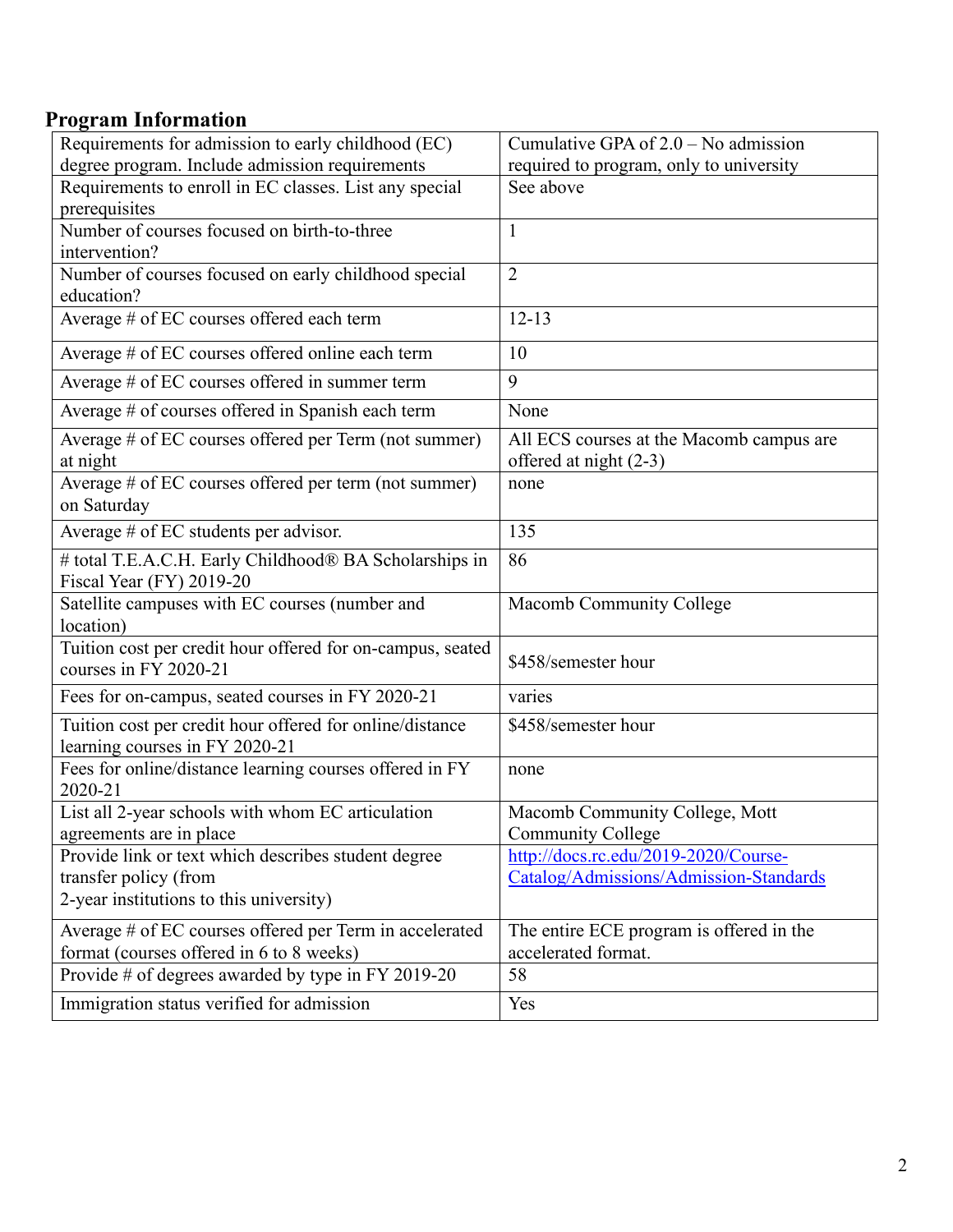## Program Information

| | |
|---|---|
| Requirements for admission to early childhood (EC) degree program. Include admission requirements | Cumulative GPA of 2.0 – No admission required to program, only to university |
| Requirements to enroll in EC classes. List any special prerequisites | See above |
| Number of courses focused on birth-to-three intervention? | 1 |
| Number of courses focused on early childhood special education? | 2 |
| Average # of EC courses offered each term | 12-13 |
| Average # of EC courses offered online each term | 10 |
| Average # of EC courses offered in summer term | 9 |
| Average # of courses offered in Spanish each term | None |
| Average # of EC courses offered per Term (not summer) at night | All ECS courses at the Macomb campus are offered at night (2-3) |
| Average # of EC courses offered per term (not summer) on Saturday | none |
| Average # of EC students per advisor. | 135 |
| # total T.E.A.C.H. Early Childhood® BA Scholarships in Fiscal Year (FY) 2019-20 | 86 |
| Satellite campuses with EC courses (number and location) | Macomb Community College |
| Tuition cost per credit hour offered for on-campus, seated courses in FY 2020-21 | $458/semester hour |
| Fees for on-campus, seated courses in FY 2020-21 | varies |
| Tuition cost per credit hour offered for online/distance learning courses in FY 2020-21 | $458/semester hour |
| Fees for online/distance learning courses offered in FY 2020-21 | none |
| List all 2-year schools with whom EC articulation agreements are in place | Macomb Community College, Mott Community College |
| Provide link or text which describes student degree transfer policy (from 2-year institutions to this university) | http://docs.rc.edu/2019-2020/Course-Catalog/Admissions/Admission-Standards |
| Average # of EC courses offered per Term in accelerated format (courses offered in 6 to 8 weeks) | The entire ECE program is offered in the accelerated format. |
| Provide # of degrees awarded by type in FY 2019-20 | 58 |
| Immigration status verified for admission | Yes |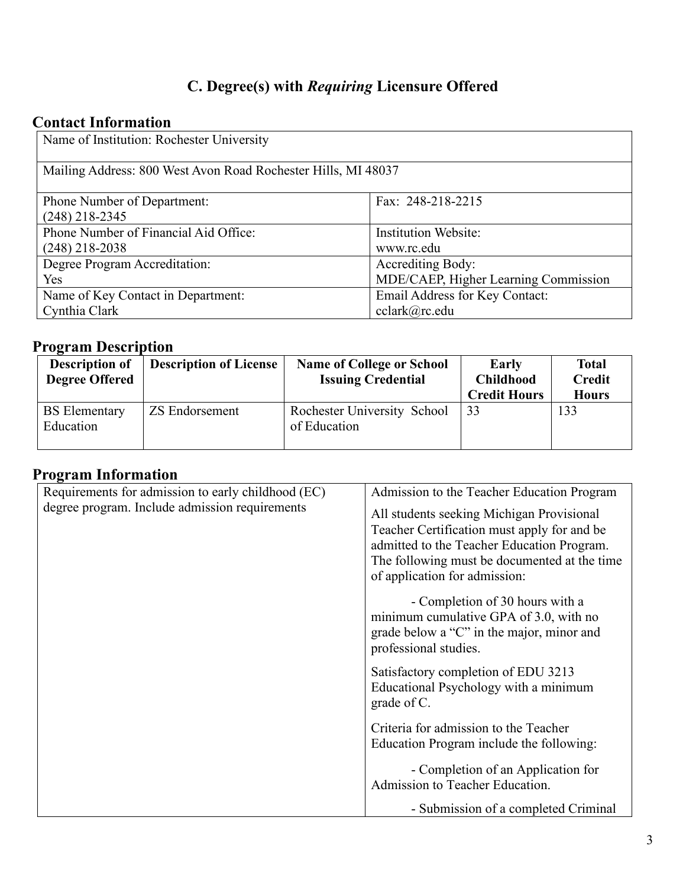# C. Degree(s) with *Requiring* Licensure Offered

## Contact Information

| Name of Institution: Rochester University | |
|---|---|
| Mailing Address: 800 West Avon Road Rochester Hills, MI 48037 | |
| Phone Number of Department: (248) 218-2345 | Fax: 248-218-2215 |
| Phone Number of Financial Aid Office: (248) 218-2038 | Institution Website: www.rc.edu |
| Degree Program Accreditation: Yes | Accrediting Body: MDE/CAEP, Higher Learning Commission |
| Name of Key Contact in Department: Cynthia Clark | Email Address for Key Contact: cclark@rc.edu |

## Program Description

| Description of Degree Offered | Description of License | Name of College or School Issuing Credential | Early Childhood Credit Hours | Total Credit Hours |
|---|---|---|---|---|
| BS Elementary Education | ZS Endorsement | Rochester University School of Education | 33 | 133 |

## Program Information

| Requirements for admission to early childhood (EC) degree program. Include admission requirements | Admission to the Teacher Education Program<br><br>All students seeking Michigan Provisional Teacher Certification must apply for and be admitted to the Teacher Education Program. The following must be documented at the time of application for admission:<br><br>- Completion of 30 hours with a minimum cumulative GPA of 3.0, with no grade below a "C" in the major, minor and professional studies.<br><br>Satisfactory completion of EDU 3213 Educational Psychology with a minimum grade of C.<br><br>Criteria for admission to the Teacher Education Program include the following:<br><br>- Completion of an Application for Admission to Teacher Education.<br><br>- Submission of a completed Criminal |
|---|---|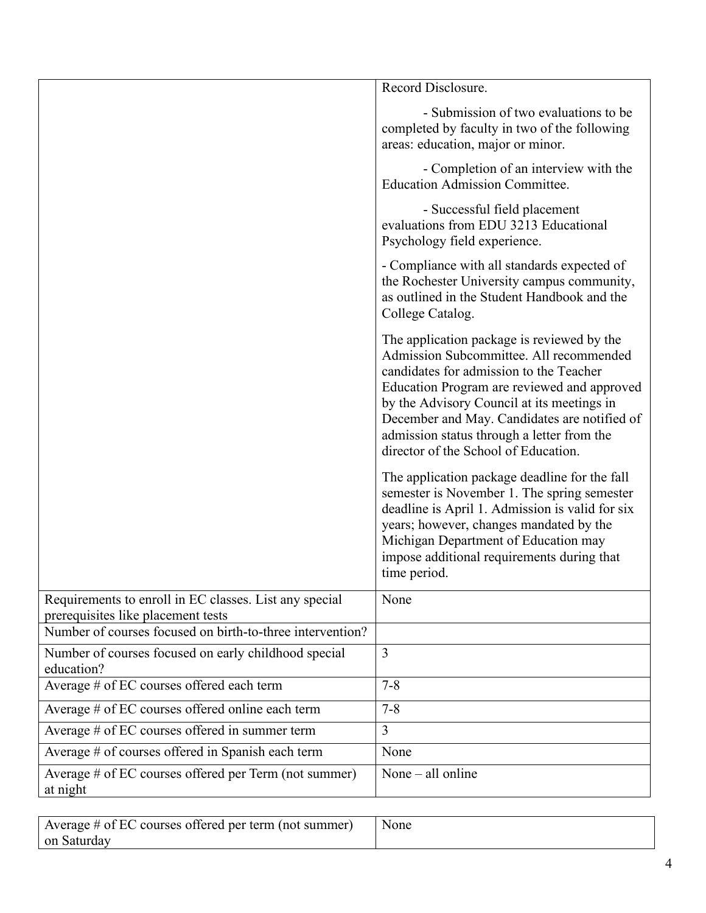| | |
|---|---|
| | Record Disclosure.<br><br>- Submission of two evaluations to be completed by faculty in two of the following areas: education, major or minor.<br><br>- Completion of an interview with the Education Admission Committee.<br><br>- Successful field placement evaluations from EDU 3213 Educational Psychology field experience.<br><br>- Compliance with all standards expected of the Rochester University campus community, as outlined in the Student Handbook and the College Catalog.<br><br>The application package is reviewed by the Admission Subcommittee. All recommended candidates for admission to the Teacher Education Program are reviewed and approved by the Advisory Council at its meetings in December and May. Candidates are notified of admission status through a letter from the director of the School of Education.<br><br>The application package deadline for the fall semester is November 1. The spring semester deadline is April 1. Admission is valid for six years; however, changes mandated by the Michigan Department of Education may impose additional requirements during that time period. |
| Requirements to enroll in EC classes. List any special prerequisites like placement tests | None |
| Number of courses focused on birth-to-three intervention? | |
| Number of courses focused on early childhood special education? | 3 |
| Average # of EC courses offered each term | 7-8 |
| Average # of EC courses offered online each term | 7-8 |
| Average # of EC courses offered in summer term | 3 |
| Average # of courses offered in Spanish each term | None |
| Average # of EC courses offered per Term (not summer) at night | None – all online |
| Average # of EC courses offered per term (not summer) on Saturday | None |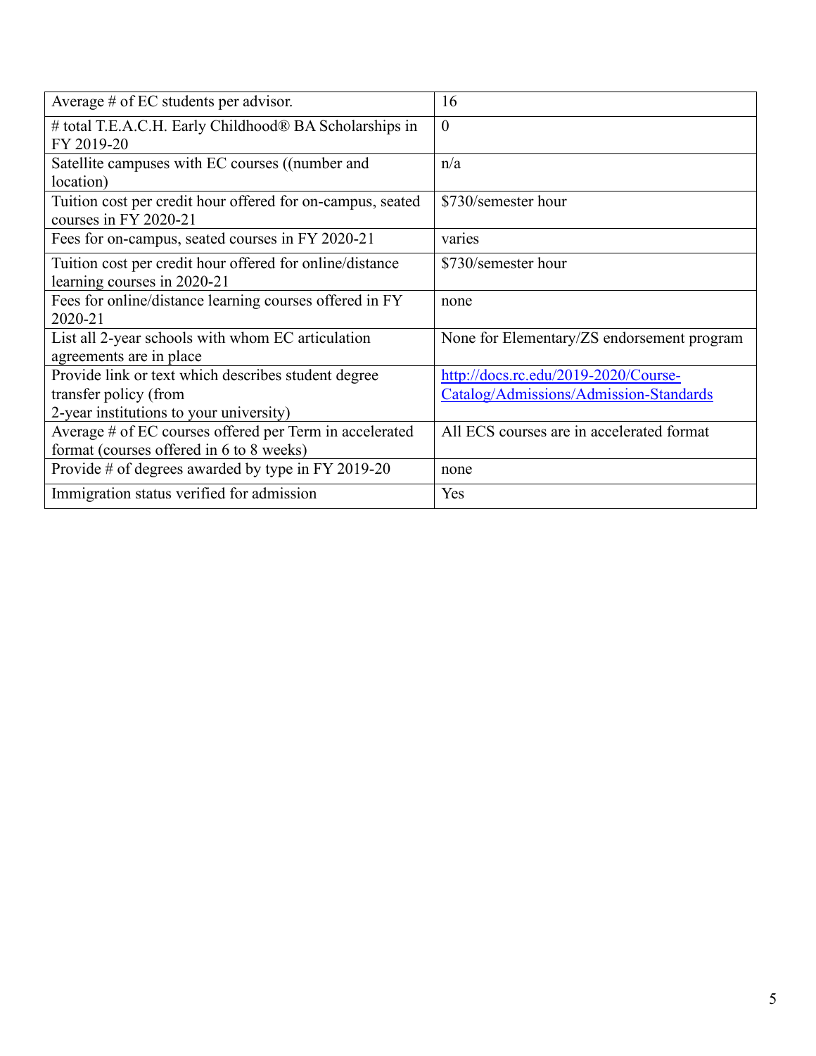| | |
|---|---|
| Average # of EC students per advisor. | 16 |
| # total T.E.A.C.H. Early Childhood® BA Scholarships in FY 2019-20 | 0 |
| Satellite campuses with EC courses ((number and location) | n/a |
| Tuition cost per credit hour offered for on-campus, seated courses in FY 2020-21 | $730/semester hour |
| Fees for on-campus, seated courses in FY 2020-21 | varies |
| Tuition cost per credit hour offered for online/distance learning courses in 2020-21 | $730/semester hour |
| Fees for online/distance learning courses offered in FY 2020-21 | none |
| List all 2-year schools with whom EC articulation agreements are in place | None for Elementary/ZS endorsement program |
| Provide link or text which describes student degree transfer policy (from 2-year institutions to your university) | [http://docs.rc.edu/2019-2020/Course-Catalog/Admissions/Admission-Standards](http://docs.rc.edu/2019-2020/Course-Catalog/Admissions/Admission-Standards) |
| Average # of EC courses offered per Term in accelerated format (courses offered in 6 to 8 weeks) | All ECS courses are in accelerated format |
| Provide # of degrees awarded by type in FY 2019-20 | none |
| Immigration status verified for admission | Yes |